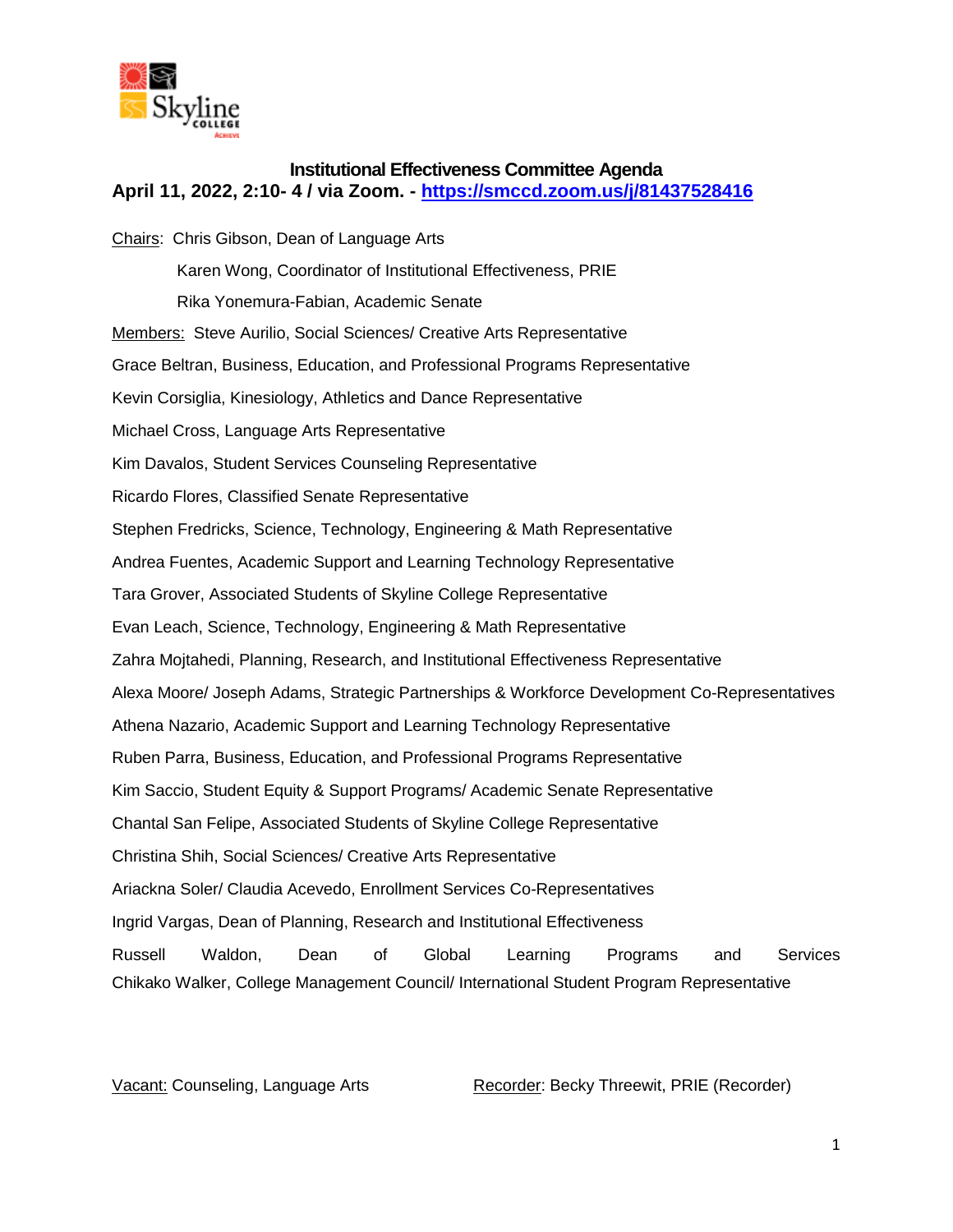# Institutional Effectiveness Committee Agenda

## April 11, 2022, 2:10- 4 / via Zoom. - https://smccd.zoom.us/j/81437528416

Chairs: Chris Gibson, Dean of Language Arts

Karen Wong, Coordinator of Institutional Effectiveness, PRIE

Rika Yonemura-Fabian, Academic Senate

Members: Steve Aurilio, Social Sciences/ Creative Arts Representative

Grace Beltran, Business, Education, and Professional Programs Representative

Kevin Corsiglia, Kinesiology, Athletics and Dance Representative

Michael Cross, Language Arts Representative

Kim Davalos, Student Services Counseling Representative

Ricardo Flores, Classified Senate Representative

Stephen Fredricks, Science, Technology, Engineering & Math Representative

Andrea Fuentes, Academic Support and Learning Technology Representative

Tara Grover, Associated Students of Skyline College Representative

Evan Leach, Science, Technology, Engineering & Math Representative

Zahra Mojtahedi, Planning, Research, and Institutional Effectiveness Representative

Alexa Moore/ Joseph Adams, Strategic Partnerships & Workforce Development Co-Representatives

Athena Nazario, Academic Support and Learning Technology Representative

Ruben Parra, Business, Education, and Professional Programs Representative

Kim Saccio, Student Equity & Support Programs/ Academic Senate Representative

Chantal San Felipe, Associated Students of Skyline College Representative

Christina Shih, Social Sciences/ Creative Arts Representative

Ariackna Soler/ Claudia Acevedo, Enrollment Services Co-Representatives

Ingrid Vargas, Dean of Planning, Research and Institutional Effectiveness

Russell Waldon, Dean of Global Learning Programs and Services

Chikako Walker, College Management Council/ International Student Program Representative

Vacant: Counseling, Language Arts

Recorder: Becky Threewit, PRIE (Recorder)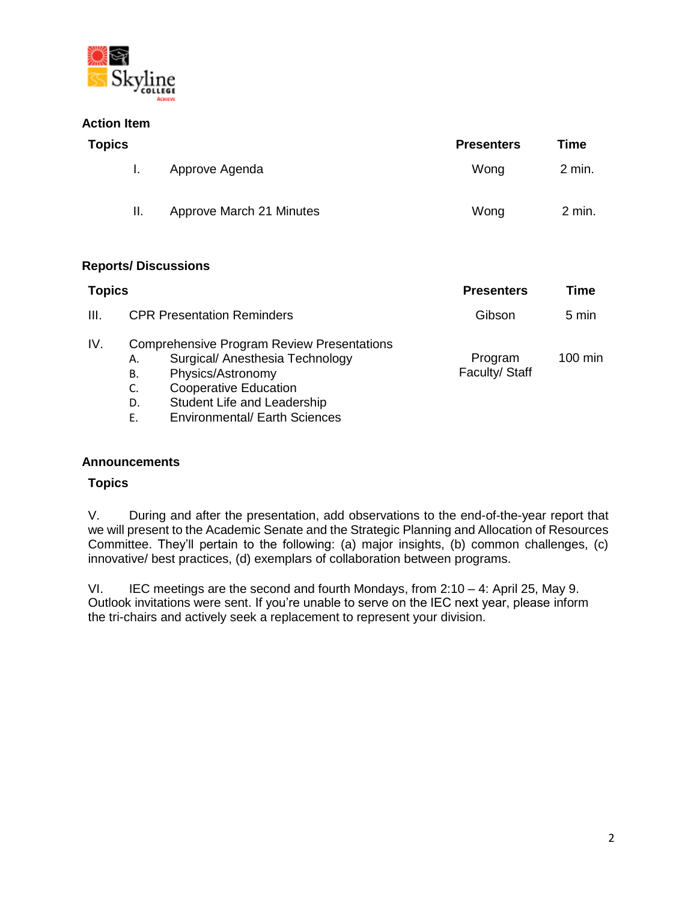## Action Item

| Topics | | Presenters | Time |
|---|---|---|---|
| I. | Approve Agenda | Wong | 2 min. |
| II. | Approve March 21 Minutes | Wong | 2 min. |

## Reports/ Discussions

| Topics | | Presenters | Time |
|---|---|---|---|
| III. | CPR Presentation Reminders | Gibson | 5 min |
| IV. | Comprehensive Program Review Presentations<br>A. Surgical/ Anesthesia Technology<br>B. Physics/Astronomy<br>C. Cooperative Education<br>D. Student Life and Leadership<br>E. Environmental/ Earth Sciences | Program Faculty/ Staff | 100 min |

## Announcements

**Topics**

V. During and after the presentation, add observations to the end-of-the-year report that we will present to the Academic Senate and the Strategic Planning and Allocation of Resources Committee. They'll pertain to the following: (a) major insights, (b) common challenges, (c) innovative/ best practices, (d) exemplars of collaboration between programs.

VI. IEC meetings are the second and fourth Mondays, from 2:10 – 4: April 25, May 9. Outlook invitations were sent. If you're unable to serve on the IEC next year, please inform the tri-chairs and actively seek a replacement to represent your division.